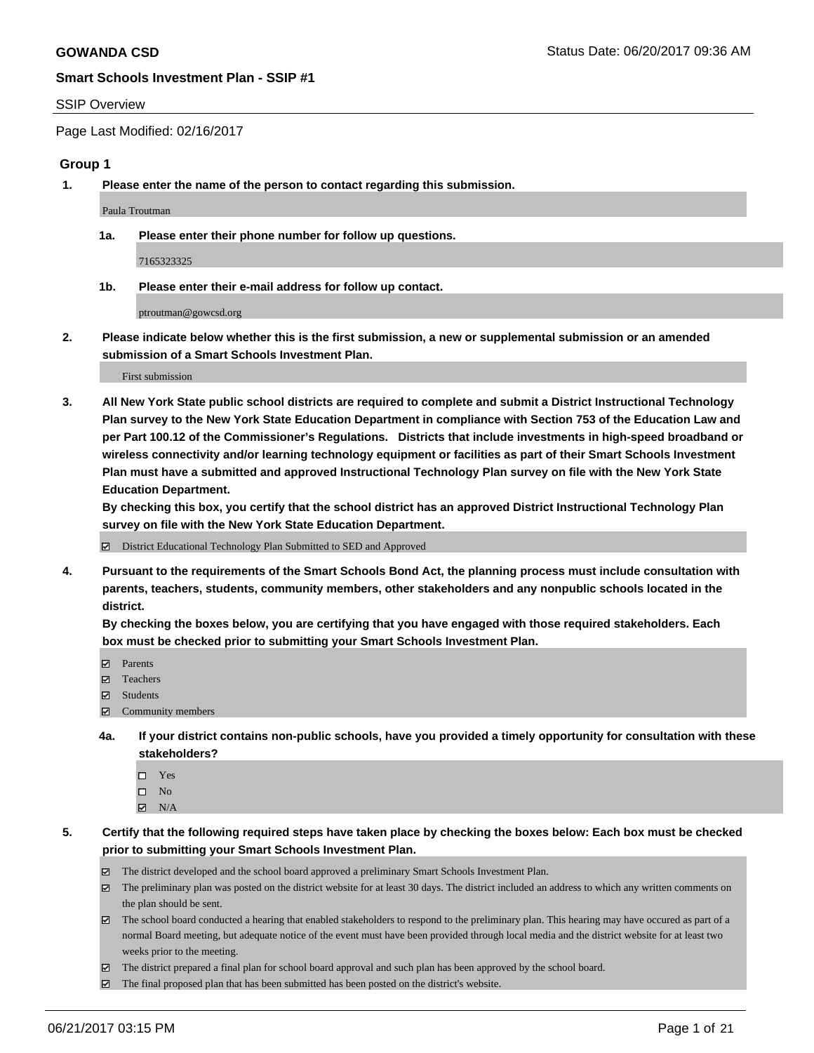**GOWANDA CSD** Status Date: 06/20/2017 09:36 AM

**Smart Schools Investment Plan - SSIP #1**

SSIP Overview

Page Last Modified: 02/16/2017

### Group 1

**1. Please enter the name of the person to contact regarding this submission.**

Paula Troutman

**1a. Please enter their phone number for follow up questions.**

7165323325

**1b. Please enter their e-mail address for follow up contact.**

ptroutman@gowcsd.org

**2. Please indicate below whether this is the first submission, a new or supplemental submission or an amended submission of a Smart Schools Investment Plan.**

First submission

**3. All New York State public school districts are required to complete and submit a District Instructional Technology Plan survey to the New York State Education Department in compliance with Section 753 of the Education Law and per Part 100.12 of the Commissioner's Regulations. Districts that include investments in high-speed broadband or wireless connectivity and/or learning technology equipment or facilities as part of their Smart Schools Investment Plan must have a submitted and approved Instructional Technology Plan survey on file with the New York State Education Department.**
**By checking this box, you certify that the school district has an approved District Instructional Technology Plan survey on file with the New York State Education Department.**

☑ District Educational Technology Plan Submitted to SED and Approved

**4. Pursuant to the requirements of the Smart Schools Bond Act, the planning process must include consultation with parents, teachers, students, community members, other stakeholders and any nonpublic schools located in the district.**
**By checking the boxes below, you are certifying that you have engaged with those required stakeholders. Each box must be checked prior to submitting your Smart Schools Investment Plan.**

☑ Parents
☑ Teachers
☑ Students
☑ Community members

**4a. If your district contains non-public schools, have you provided a timely opportunity for consultation with these stakeholders?**

☐ Yes
☐ No
☑ N/A

**5. Certify that the following required steps have taken place by checking the boxes below: Each box must be checked prior to submitting your Smart Schools Investment Plan.**

☑ The district developed and the school board approved a preliminary Smart Schools Investment Plan.
☑ The preliminary plan was posted on the district website for at least 30 days. The district included an address to which any written comments on the plan should be sent.
☑ The school board conducted a hearing that enabled stakeholders to respond to the preliminary plan. This hearing may have occured as part of a normal Board meeting, but adequate notice of the event must have been provided through local media and the district website for at least two weeks prior to the meeting.
☑ The district prepared a final plan for school board approval and such plan has been approved by the school board.
☑ The final proposed plan that has been submitted has been posted on the district's website.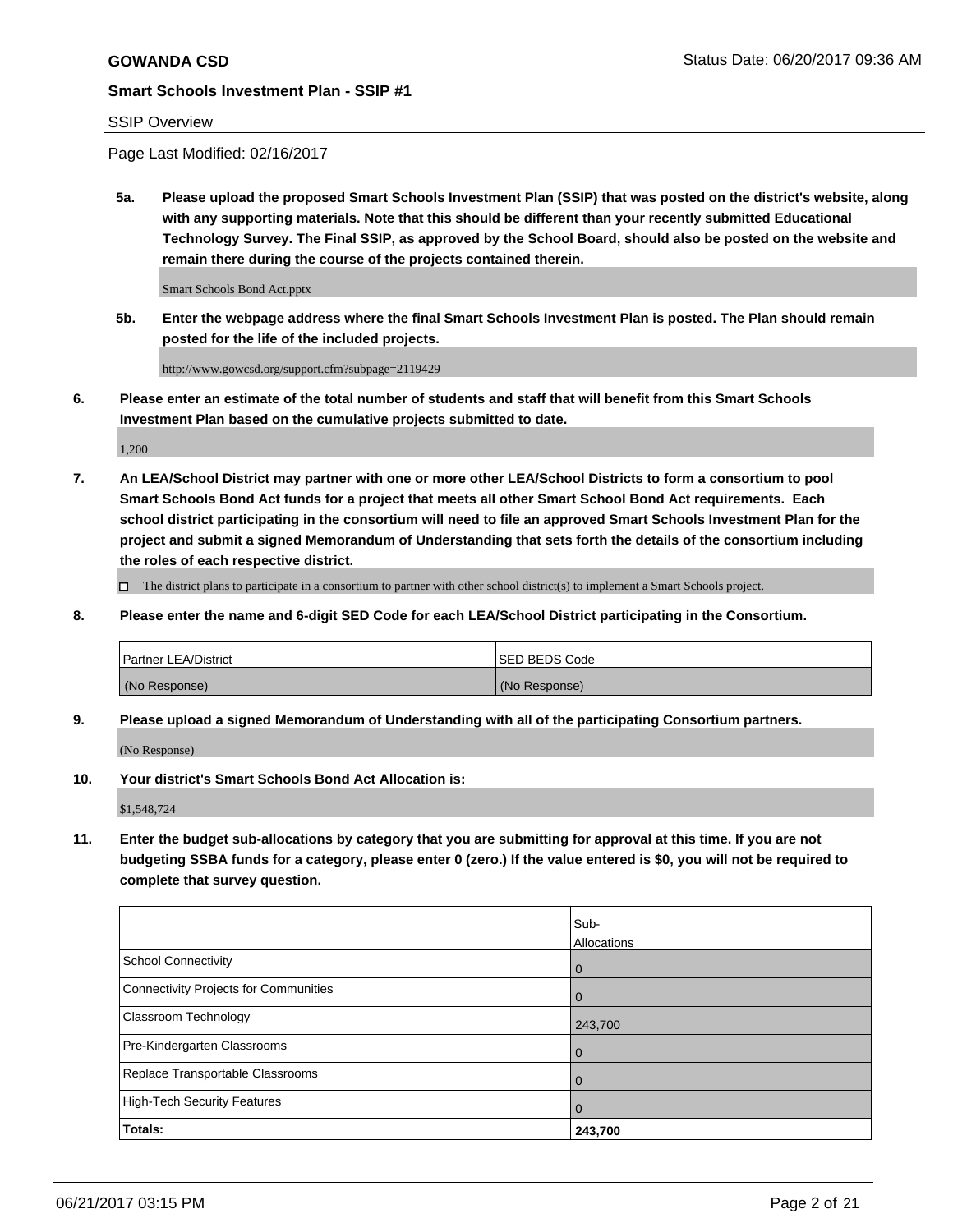**GOWANDA CSD** Status Date: 06/20/2017 09:36 AM

**Smart Schools Investment Plan - SSIP #1**

SSIP Overview

Page Last Modified: 02/16/2017

**5a. Please upload the proposed Smart Schools Investment Plan (SSIP) that was posted on the district's website, along with any supporting materials. Note that this should be different than your recently submitted Educational Technology Survey. The Final SSIP, as approved by the School Board, should also be posted on the website and remain there during the course of the projects contained therein.**

Smart Schools Bond Act.pptx

**5b. Enter the webpage address where the final Smart Schools Investment Plan is posted. The Plan should remain posted for the life of the included projects.**

http://www.gowcsd.org/support.cfm?subpage=2119429

**6. Please enter an estimate of the total number of students and staff that will benefit from this Smart Schools Investment Plan based on the cumulative projects submitted to date.**

1,200

**7. An LEA/School District may partner with one or more other LEA/School Districts to form a consortium to pool Smart Schools Bond Act funds for a project that meets all other Smart School Bond Act requirements. Each school district participating in the consortium will need to file an approved Smart Schools Investment Plan for the project and submit a signed Memorandum of Understanding that sets forth the details of the consortium including the roles of each respective district.**

☐ The district plans to participate in a consortium to partner with other school district(s) to implement a Smart Schools project.

**8. Please enter the name and 6-digit SED Code for each LEA/School District participating in the Consortium.**

| Partner LEA/District | SED BEDS Code |
|---|---|
| (No Response) | (No Response) |

**9. Please upload a signed Memorandum of Understanding with all of the participating Consortium partners.**

(No Response)

**10. Your district's Smart Schools Bond Act Allocation is:**

$1,548,724

**11. Enter the budget sub-allocations by category that you are submitting for approval at this time. If you are not budgeting SSBA funds for a category, please enter 0 (zero.) If the value entered is $0, you will not be required to complete that survey question.**

| | Sub-Allocations |
|---|---|
| School Connectivity | 0 |
| Connectivity Projects for Communities | 0 |
| Classroom Technology | 243,700 |
| Pre-Kindergarten Classrooms | 0 |
| Replace Transportable Classrooms | 0 |
| High-Tech Security Features | 0 |
| **Totals:** | **243,700** |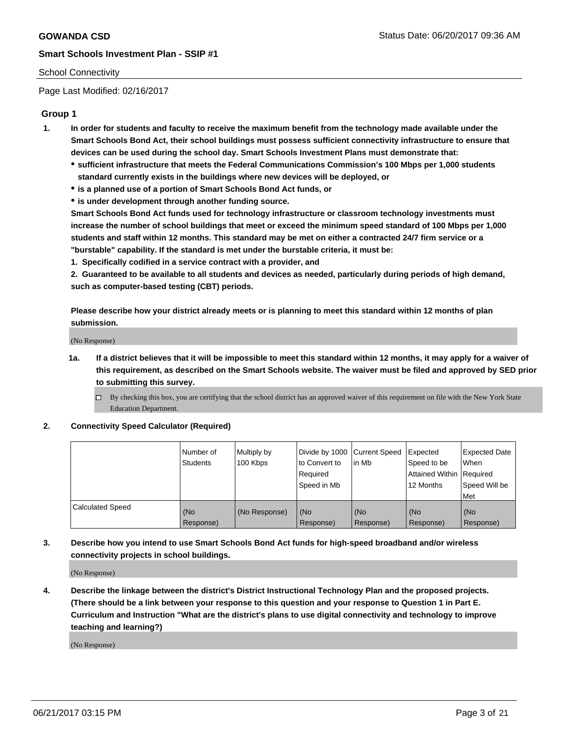School Connectivity

Page Last Modified: 02/16/2017

## Group 1

**1. In order for students and faculty to receive the maximum benefit from the technology made available under the Smart Schools Bond Act, their school buildings must possess sufficient connectivity infrastructure to ensure that devices can be used during the school day. Smart Schools Investment Plans must demonstrate that:**

- **sufficient infrastructure that meets the Federal Communications Commission's 100 Mbps per 1,000 students standard currently exists in the buildings where new devices will be deployed, or**
- **is a planned use of a portion of Smart Schools Bond Act funds, or**
- **is under development through another funding source.**

**Smart Schools Bond Act funds used for technology infrastructure or classroom technology investments must increase the number of school buildings that meet or exceed the minimum speed standard of 100 Mbps per 1,000 students and staff within 12 months. This standard may be met on either a contracted 24/7 firm service or a "burstable" capability. If the standard is met under the burstable criteria, it must be:**

**1. Specifically codified in a service contract with a provider, and**

**2. Guaranteed to be available to all students and devices as needed, particularly during periods of high demand, such as computer-based testing (CBT) periods.**

**Please describe how your district already meets or is planning to meet this standard within 12 months of plan submission.**

(No Response)

**1a. If a district believes that it will be impossible to meet this standard within 12 months, it may apply for a waiver of this requirement, as described on the Smart Schools website. The waiver must be filed and approved by SED prior to submitting this survey.**

☐ By checking this box, you are certifying that the school district has an approved waiver of this requirement on file with the New York State Education Department.

**2. Connectivity Speed Calculator (Required)**

| | Number of Students | Multiply by 100 Kbps | Divide by 1000 to Convert to Required Speed in Mb | Current Speed in Mb | Expected Speed to be Attained Within 12 Months | Expected Date When Required Speed Will be Met |
|---|---|---|---|---|---|---|
| Calculated Speed | (No Response) | (No Response) | (No Response) | (No Response) | (No Response) | (No Response) |

**3. Describe how you intend to use Smart Schools Bond Act funds for high-speed broadband and/or wireless connectivity projects in school buildings.**

(No Response)

**4. Describe the linkage between the district's District Instructional Technology Plan and the proposed projects. (There should be a link between your response to this question and your response to Question 1 in Part E. Curriculum and Instruction "What are the district's plans to use digital connectivity and technology to improve teaching and learning?)**

(No Response)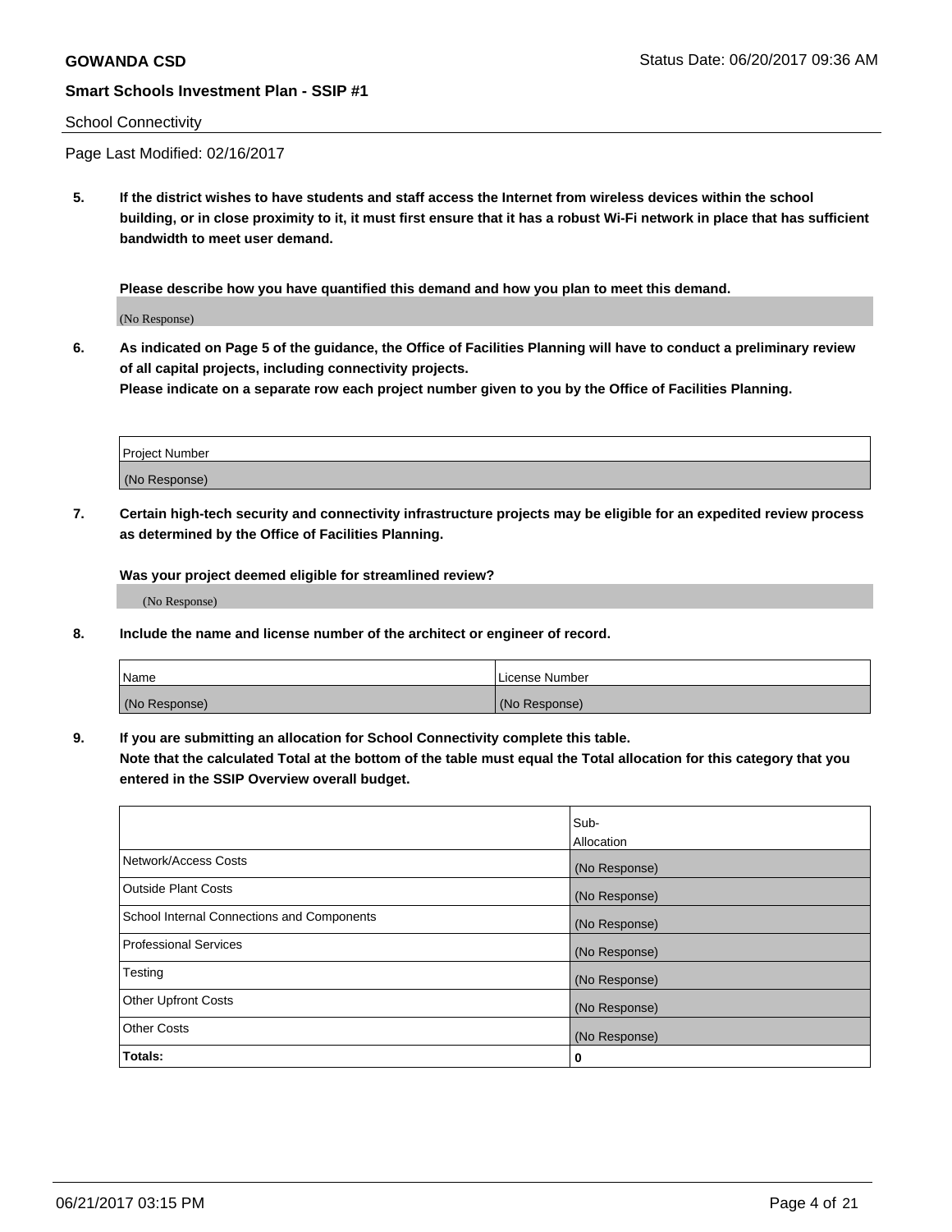**GOWANDA CSD** Status Date: 06/20/2017 09:36 AM

**Smart Schools Investment Plan - SSIP #1**

School Connectivity

Page Last Modified: 02/16/2017

**5. If the district wishes to have students and staff access the Internet from wireless devices within the school building, or in close proximity to it, it must first ensure that it has a robust Wi-Fi network in place that has sufficient bandwidth to meet user demand.**

**Please describe how you have quantified this demand and how you plan to meet this demand.**

(No Response)

**6. As indicated on Page 5 of the guidance, the Office of Facilities Planning will have to conduct a preliminary review of all capital projects, including connectivity projects.**
**Please indicate on a separate row each project number given to you by the Office of Facilities Planning.**

| Project Number |
|---|
| (No Response) |

**7. Certain high-tech security and connectivity infrastructure projects may be eligible for an expedited review process as determined by the Office of Facilities Planning.**

**Was your project deemed eligible for streamlined review?**

(No Response)

**8. Include the name and license number of the architect or engineer of record.**

| Name | License Number |
|---|---|
| (No Response) | (No Response) |

**9. If you are submitting an allocation for School Connectivity complete this table.**
**Note that the calculated Total at the bottom of the table must equal the Total allocation for this category that you entered in the SSIP Overview overall budget.**

| | Sub-Allocation |
|---|---|
| Network/Access Costs | (No Response) |
| Outside Plant Costs | (No Response) |
| School Internal Connections and Components | (No Response) |
| Professional Services | (No Response) |
| Testing | (No Response) |
| Other Upfront Costs | (No Response) |
| Other Costs | (No Response) |
| **Totals:** | **0** |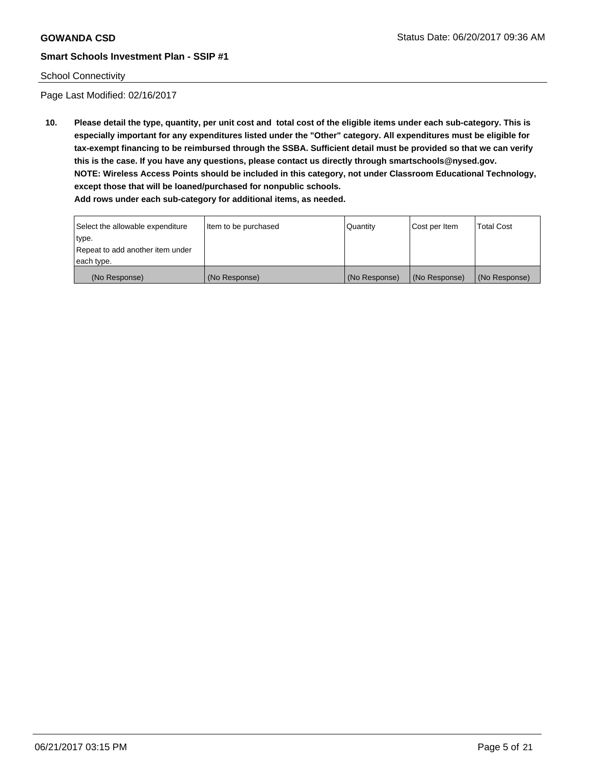School Connectivity

Page Last Modified: 02/16/2017

**10. Please detail the type, quantity, per unit cost and total cost of the eligible items under each sub-category. This is especially important for any expenditures listed under the "Other" category. All expenditures must be eligible for tax-exempt financing to be reimbursed through the SSBA. Sufficient detail must be provided so that we can verify this is the case. If you have any questions, please contact us directly through smartschools@nysed.gov.**
**NOTE: Wireless Access Points should be included in this category, not under Classroom Educational Technology, except those that will be loaned/purchased for nonpublic schools.**
**Add rows under each sub-category for additional items, as needed.**

| Select the allowable expenditure type. Repeat to add another item under each type. | Item to be purchased | Quantity | Cost per Item | Total Cost |
|---|---|---|---|---|
| (No Response) | (No Response) | (No Response) | (No Response) | (No Response) |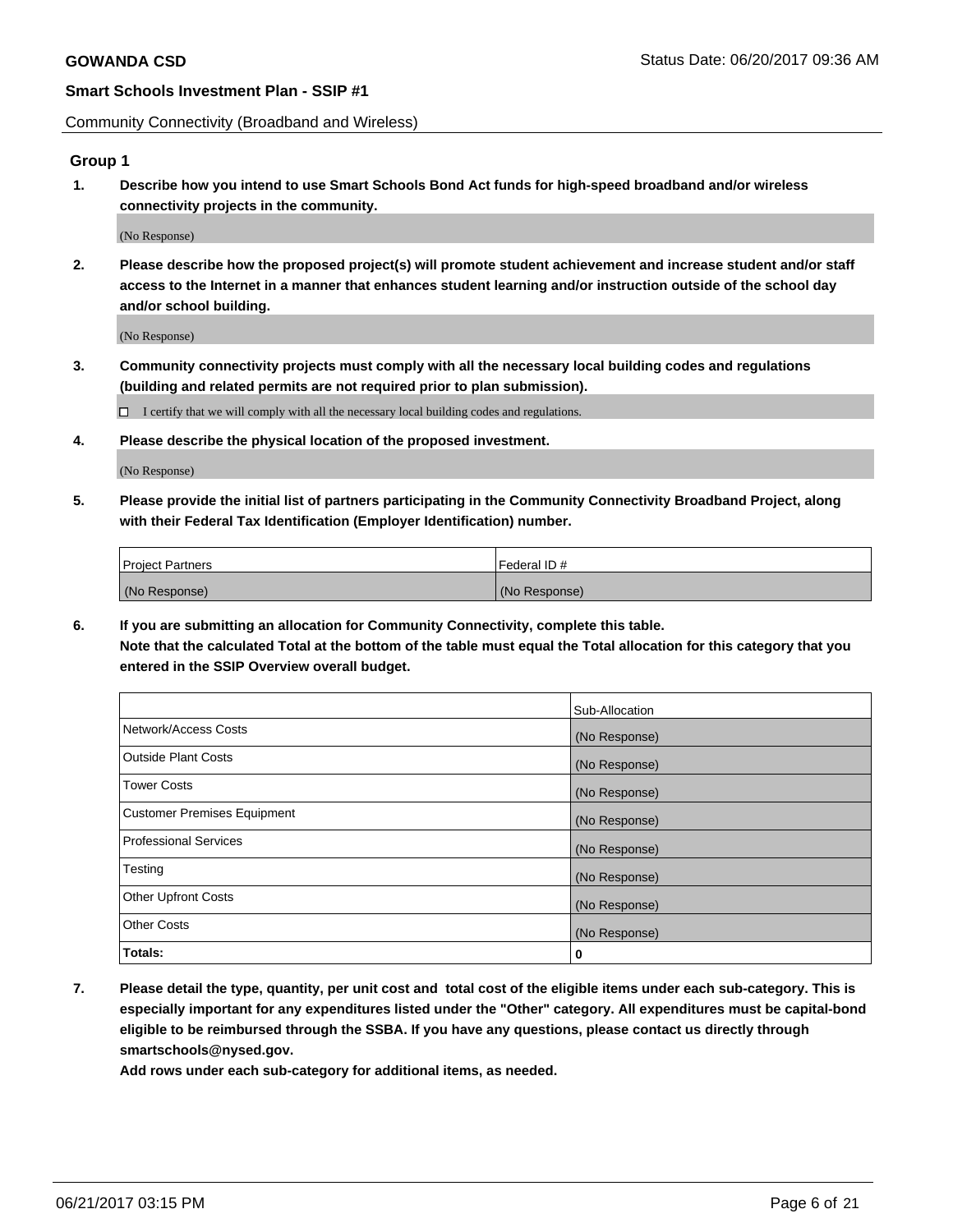Community Connectivity (Broadband and Wireless)

## Group 1

**1. Describe how you intend to use Smart Schools Bond Act funds for high-speed broadband and/or wireless connectivity projects in the community.**

(No Response)

**2. Please describe how the proposed project(s) will promote student achievement and increase student and/or staff access to the Internet in a manner that enhances student learning and/or instruction outside of the school day and/or school building.**

(No Response)

**3. Community connectivity projects must comply with all the necessary local building codes and regulations (building and related permits are not required prior to plan submission).**

☐ I certify that we will comply with all the necessary local building codes and regulations.

**4. Please describe the physical location of the proposed investment.**

(No Response)

**5. Please provide the initial list of partners participating in the Community Connectivity Broadband Project, along with their Federal Tax Identification (Employer Identification) number.**

| Project Partners | Federal ID # |
| --- | --- |
| (No Response) | (No Response) |

**6. If you are submitting an allocation for Community Connectivity, complete this table.**
**Note that the calculated Total at the bottom of the table must equal the Total allocation for this category that you entered in the SSIP Overview overall budget.**

| | Sub-Allocation |
| --- | --- |
| Network/Access Costs | (No Response) |
| Outside Plant Costs | (No Response) |
| Tower Costs | (No Response) |
| Customer Premises Equipment | (No Response) |
| Professional Services | (No Response) |
| Testing | (No Response) |
| Other Upfront Costs | (No Response) |
| Other Costs | (No Response) |
| **Totals:** | **0** |

**7. Please detail the type, quantity, per unit cost and total cost of the eligible items under each sub-category. This is especially important for any expenditures listed under the "Other" category. All expenditures must be capital-bond eligible to be reimbursed through the SSBA. If you have any questions, please contact us directly through smartschools@nysed.gov.**
**Add rows under each sub-category for additional items, as needed.**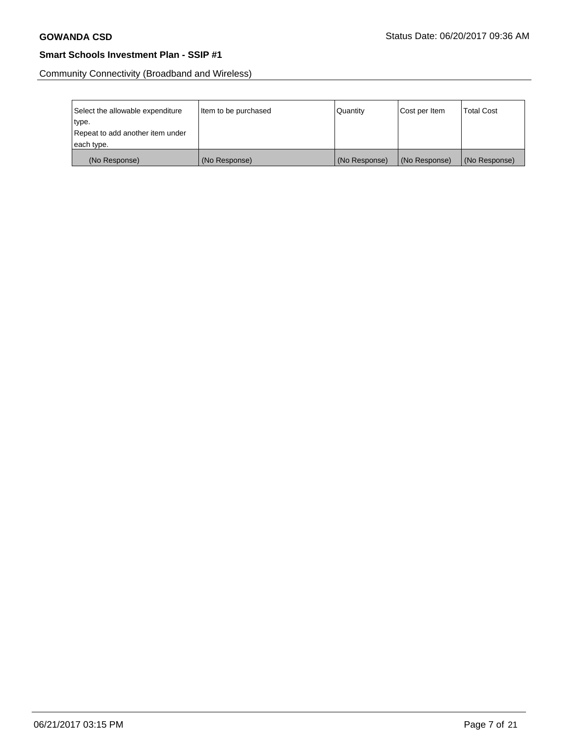Community Connectivity (Broadband and Wireless)

| Select the allowable expenditure type. Repeat to add another item under each type. | Item to be purchased | Quantity | Cost per Item | Total Cost |
|---|---|---|---|---|
| (No Response) | (No Response) | (No Response) | (No Response) | (No Response) |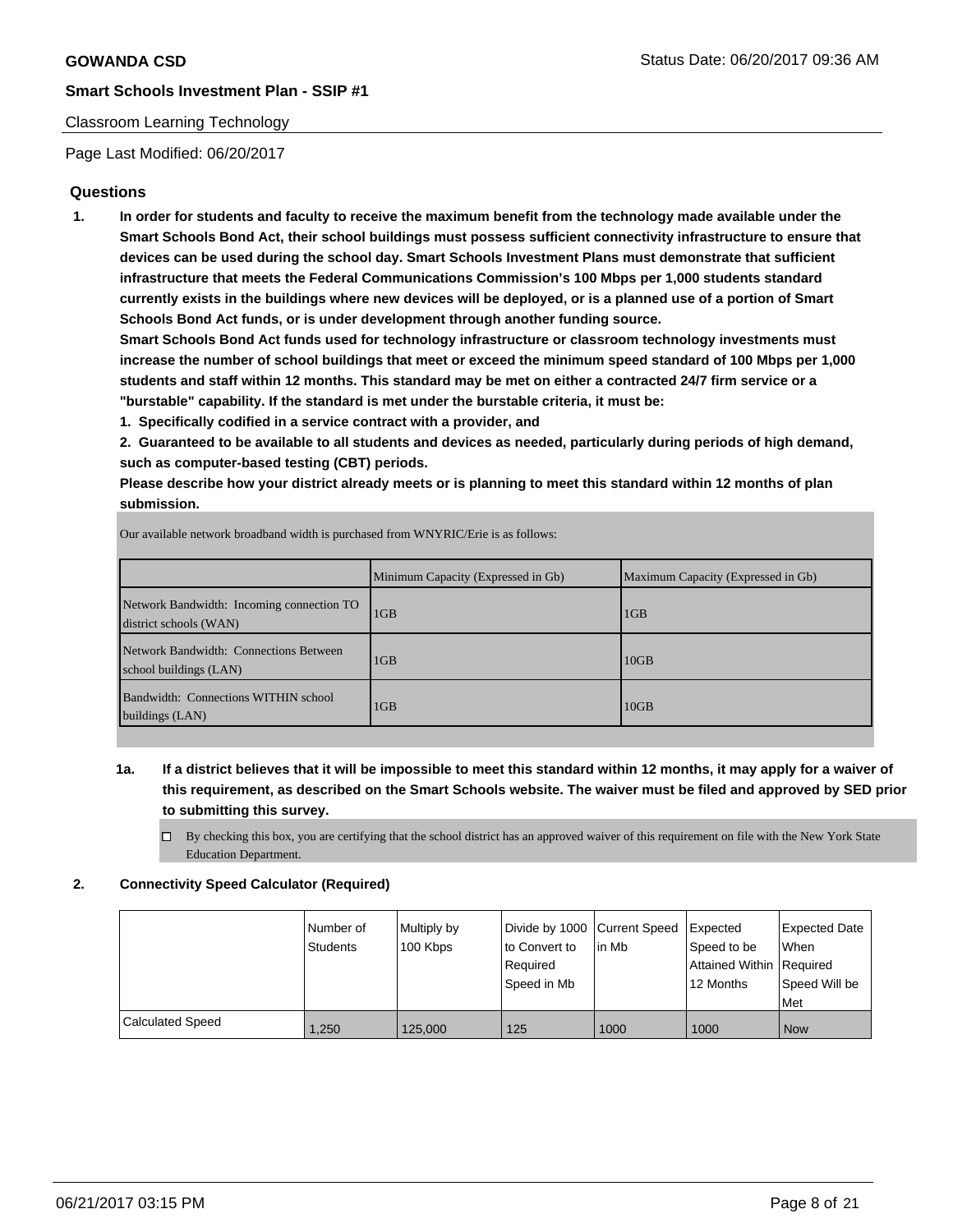**GOWANDA CSD**

**Smart Schools Investment Plan - SSIP #1**

Classroom Learning Technology

Page Last Modified: 06/20/2017

## Questions

**1. In order for students and faculty to receive the maximum benefit from the technology made available under the Smart Schools Bond Act, their school buildings must possess sufficient connectivity infrastructure to ensure that devices can be used during the school day. Smart Schools Investment Plans must demonstrate that sufficient infrastructure that meets the Federal Communications Commission's 100 Mbps per 1,000 students standard currently exists in the buildings where new devices will be deployed, or is a planned use of a portion of Smart Schools Bond Act funds, or is under development through another funding source.**

**Smart Schools Bond Act funds used for technology infrastructure or classroom technology investments must increase the number of school buildings that meet or exceed the minimum speed standard of 100 Mbps per 1,000 students and staff within 12 months. This standard may be met on either a contracted 24/7 firm service or a "burstable" capability. If the standard is met under the burstable criteria, it must be:**

**1. Specifically codified in a service contract with a provider, and**

**2. Guaranteed to be available to all students and devices as needed, particularly during periods of high demand, such as computer-based testing (CBT) periods.**

**Please describe how your district already meets or is planning to meet this standard within 12 months of plan submission.**

Our available network broadband width is purchased from WNYRIC/Erie is as follows:

| | Minimum Capacity (Expressed in Gb) | Maximum Capacity (Expressed in Gb) |
|---|---|---|
| Network Bandwidth: Incoming connection TO district schools (WAN) | 1GB | 1GB |
| Network Bandwidth: Connections Between school buildings (LAN) | 1GB | 10GB |
| Bandwidth: Connections WITHIN school buildings (LAN) | 1GB | 10GB |

**1a. If a district believes that it will be impossible to meet this standard within 12 months, it may apply for a waiver of this requirement, as described on the Smart Schools website. The waiver must be filed and approved by SED prior to submitting this survey.**

☐ By checking this box, you are certifying that the school district has an approved waiver of this requirement on file with the New York State Education Department.

**2. Connectivity Speed Calculator (Required)**

| | Number of Students | Multiply by 100 Kbps | Divide by 1000 to Convert to Required Speed in Mb | Current Speed in Mb | Expected Speed to be Attained Within 12 Months | Expected Date When Required Speed Will be Met |
|---|---|---|---|---|---|---|
| Calculated Speed | 1,250 | 125,000 | 125 | 1000 | 1000 | Now |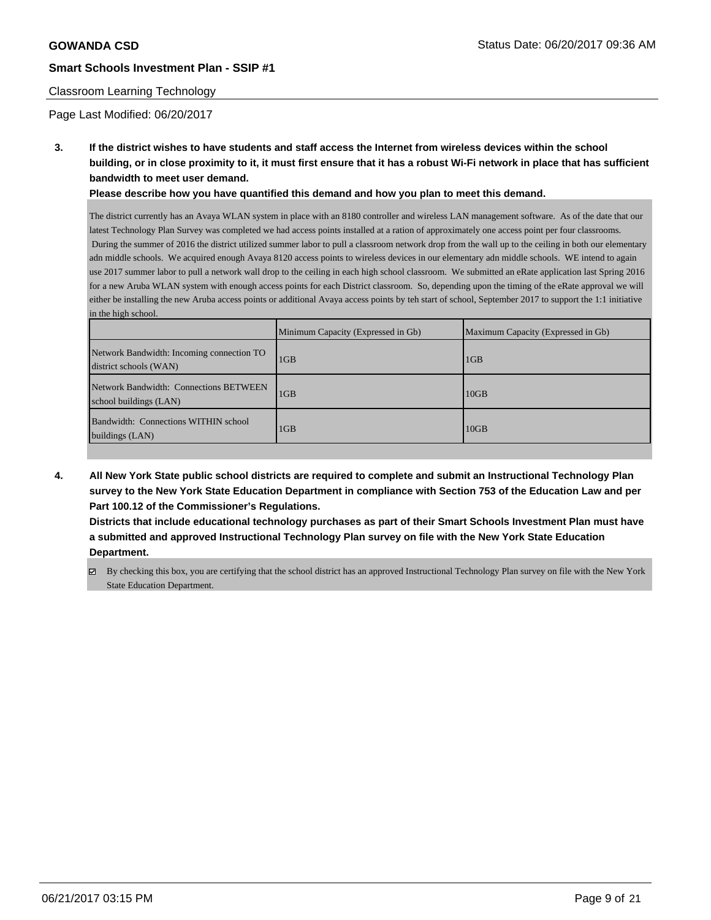Classroom Learning Technology

Page Last Modified: 06/20/2017

**3. If the district wishes to have students and staff access the Internet from wireless devices within the school building, or in close proximity to it, it must first ensure that it has a robust Wi-Fi network in place that has sufficient bandwidth to meet user demand.**

**Please describe how you have quantified this demand and how you plan to meet this demand.**

The district currently has an Avaya WLAN system in place with an 8180 controller and wireless LAN management software. As of the date that our latest Technology Plan Survey was completed we had access points installed at a ration of approximately one access point per four classrooms. During the summer of 2016 the district utilized summer labor to pull a classroom network drop from the wall up to the ceiling in both our elementary adn middle schools. We acquired enough Avaya 8120 access points to wireless devices in our elementary adn middle schools. WE intend to again use 2017 summer labor to pull a network wall drop to the ceiling in each high school classroom. We submitted an eRate application last Spring 2016 for a new Aruba WLAN system with enough access points for each District classroom. So, depending upon the timing of the eRate approval we will either be installing the new Aruba access points or additional Avaya access points by teh start of school, September 2017 to support the 1:1 initiative in the high school.

| | Minimum Capacity (Expressed in Gb) | Maximum Capacity (Expressed in Gb) |
|---|---|---|
| Network Bandwidth: Incoming connection TO district schools (WAN) | 1GB | 1GB |
| Network Bandwidth: Connections BETWEEN school buildings (LAN) | 1GB | 10GB |
| Bandwidth: Connections WITHIN school buildings (LAN) | 1GB | 10GB |

**4. All New York State public school districts are required to complete and submit an Instructional Technology Plan survey to the New York State Education Department in compliance with Section 753 of the Education Law and per Part 100.12 of the Commissioner's Regulations.**

**Districts that include educational technology purchases as part of their Smart Schools Investment Plan must have a submitted and approved Instructional Technology Plan survey on file with the New York State Education Department.**

☑ By checking this box, you are certifying that the school district has an approved Instructional Technology Plan survey on file with the New York State Education Department.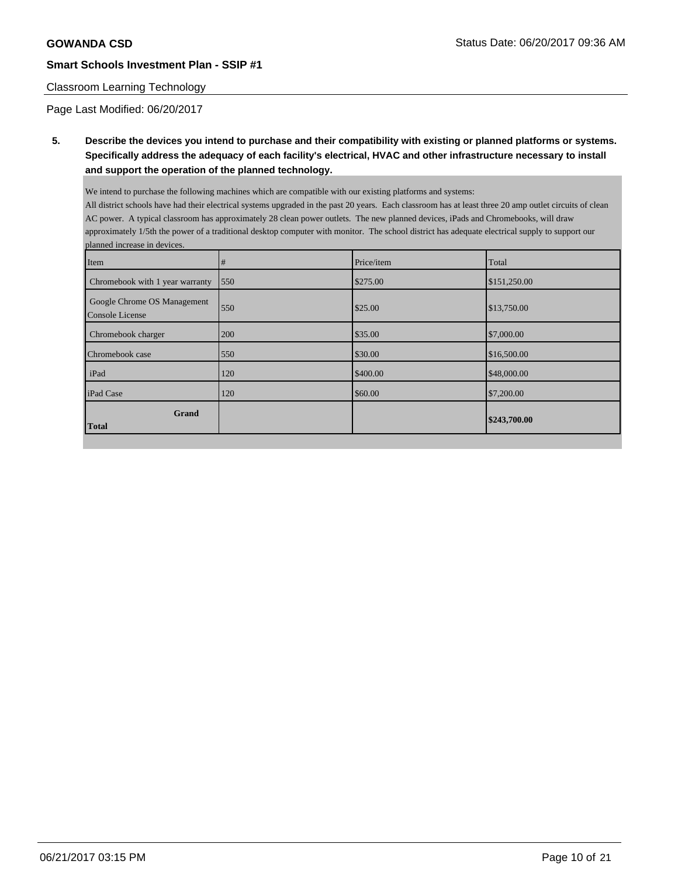Classroom Learning Technology

Page Last Modified: 06/20/2017

**5. Describe the devices you intend to purchase and their compatibility with existing or planned platforms or systems. Specifically address the adequacy of each facility's electrical, HVAC and other infrastructure necessary to install and support the operation of the planned technology.**

We intend to purchase the following machines which are compatible with our existing platforms and systems:
All district schools have had their electrical systems upgraded in the past 20 years. Each classroom has at least three 20 amp outlet circuits of clean AC power. A typical classroom has approximately 28 clean power outlets. The new planned devices, iPads and Chromebooks, will draw approximately 1/5th the power of a traditional desktop computer with monitor. The school district has adequate electrical supply to support our planned increase in devices.

| Item | # | Price/item | Total |
|---|---|---|---|
| Chromebook with 1 year warranty | 550 | $275.00 | $151,250.00 |
| Google Chrome OS Management Console License | 550 | $25.00 | $13,750.00 |
| Chromebook charger | 200 | $35.00 | $7,000.00 |
| Chromebook case | 550 | $30.00 | $16,500.00 |
| iPad | 120 | $400.00 | $48,000.00 |
| iPad Case | 120 | $60.00 | $7,200.00 |
| **Grand Total** | | | **$243,700.00** |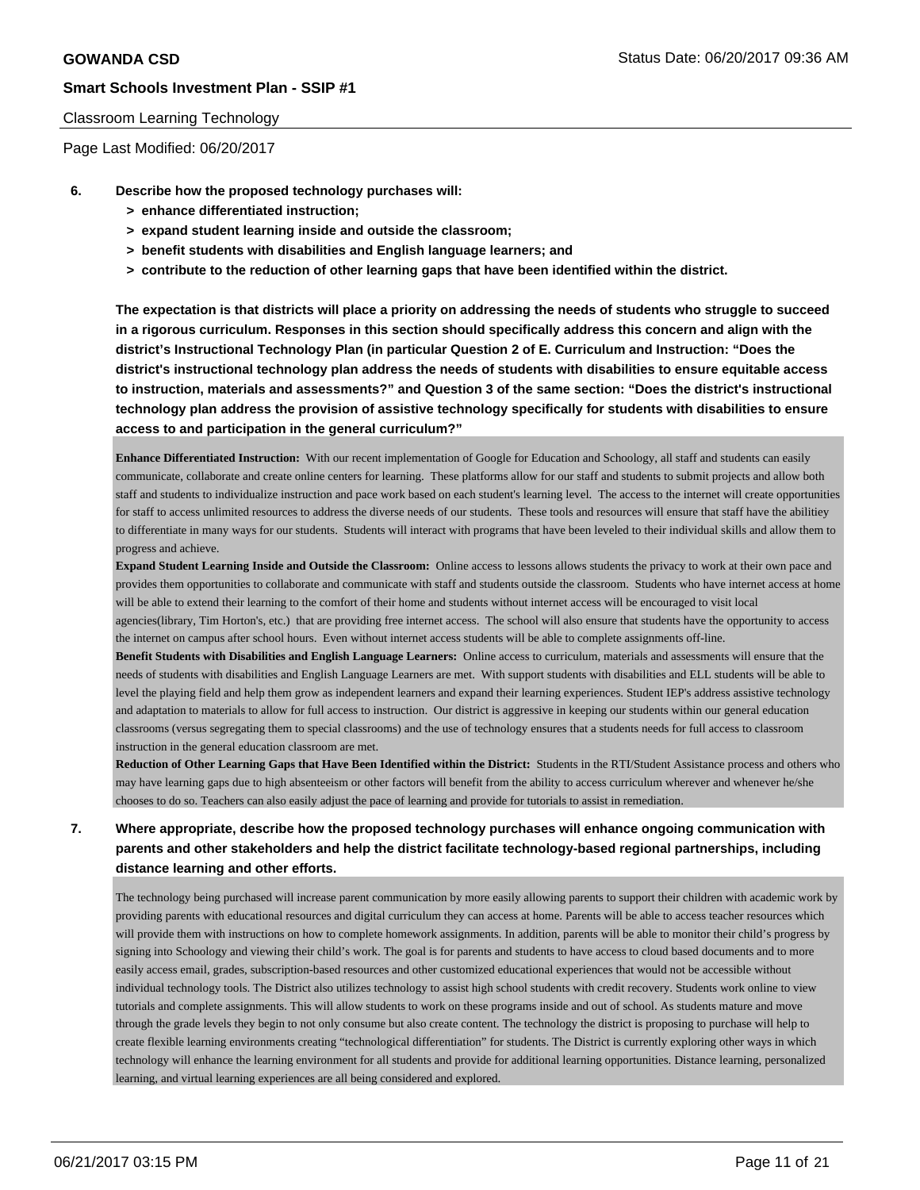**6. Describe how the proposed technology purchases will:**

- **> enhance differentiated instruction;**
- **> expand student learning inside and outside the classroom;**
- **> benefit students with disabilities and English language learners; and**
- **> contribute to the reduction of other learning gaps that have been identified within the district.**

**The expectation is that districts will place a priority on addressing the needs of students who struggle to succeed in a rigorous curriculum. Responses in this section should specifically address this concern and align with the district's Instructional Technology Plan (in particular Question 2 of E. Curriculum and Instruction: "Does the district's instructional technology plan address the needs of students with disabilities to ensure equitable access to instruction, materials and assessments?" and Question 3 of the same section: "Does the district's instructional technology plan address the provision of assistive technology specifically for students with disabilities to ensure access to and participation in the general curriculum?"**

**Enhance Differentiated Instruction:** With our recent implementation of Google for Education and Schoology, all staff and students can easily communicate, collaborate and create online centers for learning. These platforms allow for our staff and students to submit projects and allow both staff and students to individualize instruction and pace work based on each student's learning level. The access to the internet will create opportunities for staff to access unlimited resources to address the diverse needs of our students. These tools and resources will ensure that staff have the abilitiey to differentiate in many ways for our students. Students will interact with programs that have been leveled to their individual skills and allow them to progress and achieve.

**Expand Student Learning Inside and Outside the Classroom:** Online access to lessons allows students the privacy to work at their own pace and provides them opportunities to collaborate and communicate with staff and students outside the classroom. Students who have internet access at home will be able to extend their learning to the comfort of their home and students without internet access will be encouraged to visit local agencies(library, Tim Horton's, etc.) that are providing free internet access. The school will also ensure that students have the opportunity to access the internet on campus after school hours. Even without internet access students will be able to complete assignments off-line.

**Benefit Students with Disabilities and English Language Learners:** Online access to curriculum, materials and assessments will ensure that the needs of students with disabilities and English Language Learners are met. With support students with disabilities and ELL students will be able to level the playing field and help them grow as independent learners and expand their learning experiences. Student IEP's address assistive technology and adaptation to materials to allow for full access to instruction. Our district is aggressive in keeping our students within our general education classrooms (versus segregating them to special classrooms) and the use of technology ensures that a students needs for full access to classroom instruction in the general education classroom are met.

**Reduction of Other Learning Gaps that Have Been Identified within the District:** Students in the RTI/Student Assistance process and others who may have learning gaps due to high absenteeism or other factors will benefit from the ability to access curriculum wherever and whenever he/she chooses to do so. Teachers can also easily adjust the pace of learning and provide for tutorials to assist in remediation.

**7. Where appropriate, describe how the proposed technology purchases will enhance ongoing communication with parents and other stakeholders and help the district facilitate technology-based regional partnerships, including distance learning and other efforts.**

The technology being purchased will increase parent communication by more easily allowing parents to support their children with academic work by providing parents with educational resources and digital curriculum they can access at home. Parents will be able to access teacher resources which will provide them with instructions on how to complete homework assignments. In addition, parents will be able to monitor their child's progress by signing into Schoology and viewing their child's work. The goal is for parents and students to have access to cloud based documents and to more easily access email, grades, subscription-based resources and other customized educational experiences that would not be accessible without individual technology tools. The District also utilizes technology to assist high school students with credit recovery. Students work online to view tutorials and complete assignments. This will allow students to work on these programs inside and out of school. As students mature and move through the grade levels they begin to not only consume but also create content. The technology the district is proposing to purchase will help to create flexible learning environments creating "technological differentiation" for students. The District is currently exploring other ways in which technology will enhance the learning environment for all students and provide for additional learning opportunities. Distance learning, personalized learning, and virtual learning experiences are all being considered and explored.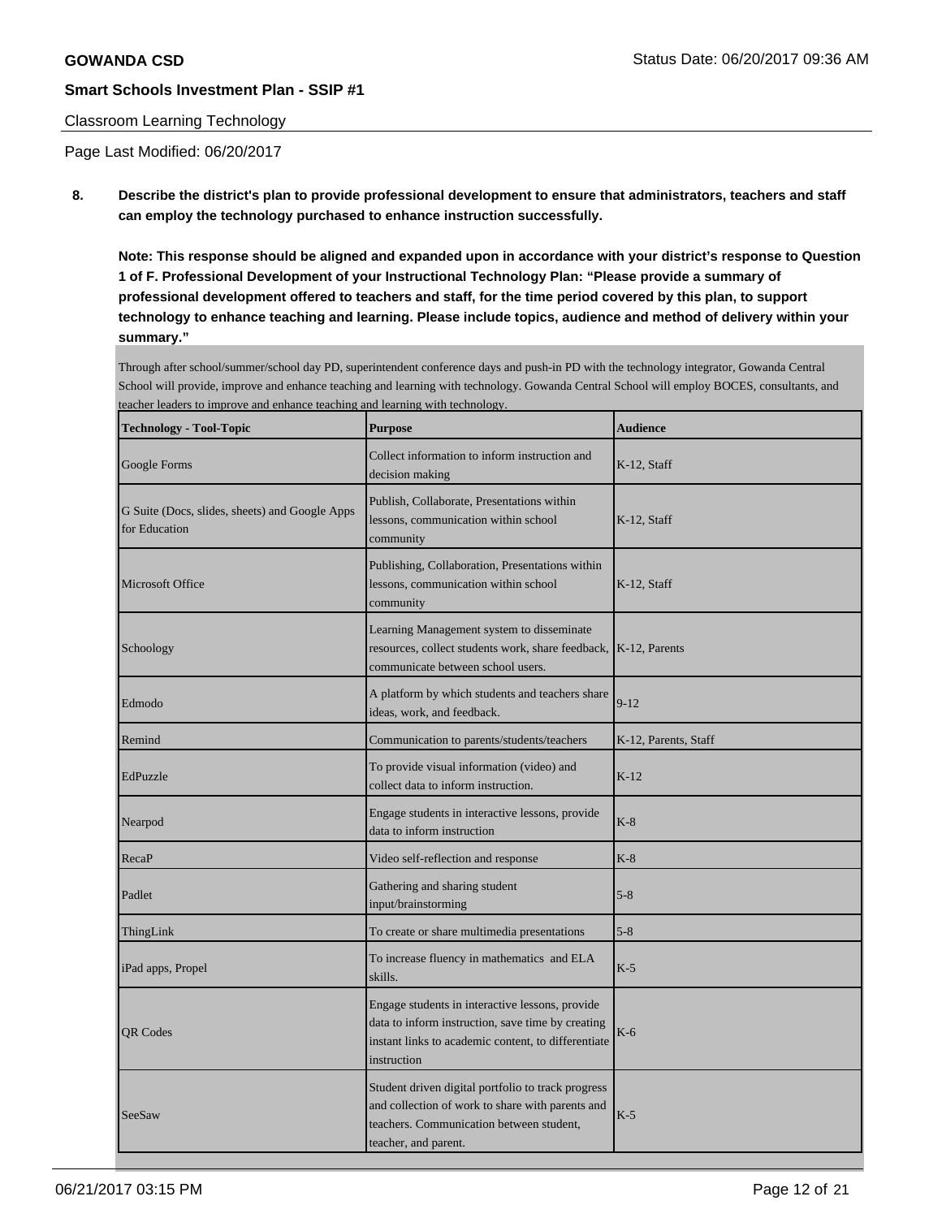Classroom Learning Technology

Page Last Modified: 06/20/2017

**8. Describe the district's plan to provide professional development to ensure that administrators, teachers and staff can employ the technology purchased to enhance instruction successfully.**

**Note: This response should be aligned and expanded upon in accordance with your district's response to Question 1 of F. Professional Development of your Instructional Technology Plan: "Please provide a summary of professional development offered to teachers and staff, for the time period covered by this plan, to support technology to enhance teaching and learning. Please include topics, audience and method of delivery within your summary."**

Through after school/summer/school day PD, superintendent conference days and push-in PD with the technology integrator, Gowanda Central School will provide, improve and enhance teaching and learning with technology. Gowanda Central School will employ BOCES, consultants, and teacher leaders to improve and enhance teaching and learning with technology.

| Technology - Tool-Topic | Purpose | Audience |
|---|---|---|
| Google Forms | Collect information to inform instruction and decision making | K-12, Staff |
| G Suite (Docs, slides, sheets) and Google Apps for Education | Publish, Collaborate, Presentations within lessons, communication within school community | K-12, Staff |
| Microsoft Office | Publishing, Collaboration, Presentations within lessons, communication within school community | K-12, Staff |
| Schoology | Learning Management system to disseminate resources, collect students work, share feedback, communicate between school users. | K-12, Parents |
| Edmodo | A platform by which students and teachers share ideas, work, and feedback. | 9-12 |
| Remind | Communication to parents/students/teachers | K-12, Parents, Staff |
| EdPuzzle | To provide visual information (video) and collect data to inform instruction. | K-12 |
| Nearpod | Engage students in interactive lessons, provide data to inform instruction | K-8 |
| RecaP | Video self-reflection and response | K-8 |
| Padlet | Gathering and sharing student input/brainstorming | 5-8 |
| ThingLink | To create or share multimedia presentations | 5-8 |
| iPad apps, Propel | To increase fluency in mathematics and ELA skills. | K-5 |
| QR Codes | Engage students in interactive lessons, provide data to inform instruction, save time by creating instant links to academic content, to differentiate instruction | K-6 |
| SeeSaw | Student driven digital portfolio to track progress and collection of work to share with parents and teachers. Communication between student, teacher, and parent. | K-5 |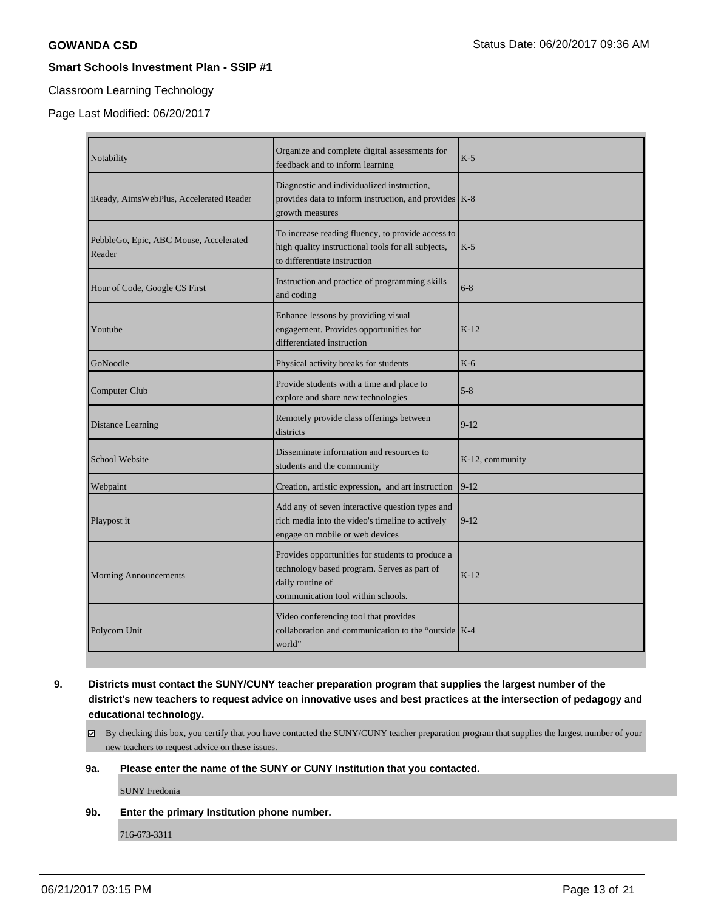Classroom Learning Technology

Page Last Modified: 06/20/2017

| | | |
|---|---|---|
| Notability | Organize and complete digital assessments for feedback and to inform learning | K-5 |
| iReady, AimsWebPlus, Accelerated Reader | Diagnostic and individualized instruction, provides data to inform instruction, and provides growth measures | K-8 |
| PebbleGo, Epic, ABC Mouse, Accelerated Reader | To increase reading fluency, to provide access to high quality instructional tools for all subjects, to differentiate instruction | K-5 |
| Hour of Code, Google CS First | Instruction and practice of programming skills and coding | 6-8 |
| Youtube | Enhance lessons by providing visual engagement. Provides opportunities for differentiated instruction | K-12 |
| GoNoodle | Physical activity breaks for students | K-6 |
| Computer Club | Provide students with a time and place to explore and share new technologies | 5-8 |
| Distance Learning | Remotely provide class offerings between districts | 9-12 |
| School Website | Disseminate information and resources to students and the community | K-12, community |
| Webpaint | Creation, artistic expression, and art instruction | 9-12 |
| Playpost it | Add any of seven interactive question types and rich media into the video's timeline to actively engage on mobile or web devices | 9-12 |
| Morning Announcements | Provides opportunities for students to produce a technology based program. Serves as part of daily routine of communication tool within schools. | K-12 |
| Polycom Unit | Video conferencing tool that provides collaboration and communication to the "outside world" | K-4 |

**9. Districts must contact the SUNY/CUNY teacher preparation program that supplies the largest number of the district's new teachers to request advice on innovative uses and best practices at the intersection of pedagogy and educational technology.**

☑ By checking this box, you certify that you have contacted the SUNY/CUNY teacher preparation program that supplies the largest number of your new teachers to request advice on these issues.

**9a. Please enter the name of the SUNY or CUNY Institution that you contacted.**

SUNY Fredonia

**9b. Enter the primary Institution phone number.**

716-673-3311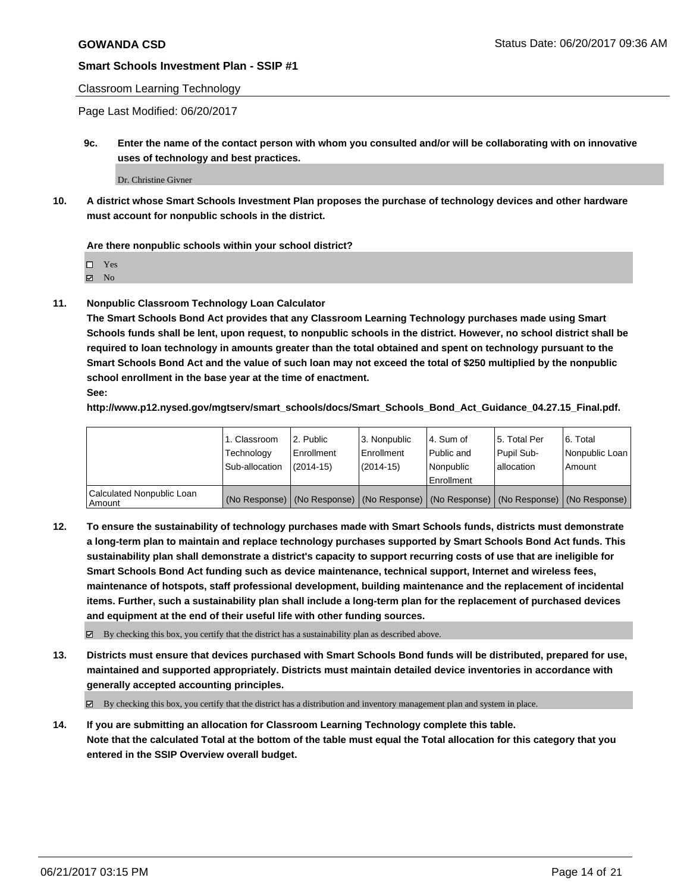**GOWANDA CSD** Status Date: 06/20/2017 09:36 AM

**Smart Schools Investment Plan - SSIP #1**

Classroom Learning Technology

Page Last Modified: 06/20/2017

**9c. Enter the name of the contact person with whom you consulted and/or will be collaborating with on innovative uses of technology and best practices.**

Dr. Christine Givner

**10. A district whose Smart Schools Investment Plan proposes the purchase of technology devices and other hardware must account for nonpublic schools in the district.**

**Are there nonpublic schools within your school district?**

☐ Yes
☑ No

**11. Nonpublic Classroom Technology Loan Calculator**

**The Smart Schools Bond Act provides that any Classroom Learning Technology purchases made using Smart Schools funds shall be lent, upon request, to nonpublic schools in the district. However, no school district shall be required to loan technology in amounts greater than the total obtained and spent on technology pursuant to the Smart Schools Bond Act and the value of such loan may not exceed the total of $250 multiplied by the nonpublic school enrollment in the base year at the time of enactment.**

**See:**

**http://www.p12.nysed.gov/mgtserv/smart_schools/docs/Smart_Schools_Bond_Act_Guidance_04.27.15_Final.pdf.**

| | 1. Classroom Technology Sub-allocation | 2. Public Enrollment (2014-15) | 3. Nonpublic Enrollment (2014-15) | 4. Sum of Public and Nonpublic Enrollment | 5. Total Per Pupil Sub-allocation | 6. Total Nonpublic Loan Amount |
|---|---|---|---|---|---|---|
| Calculated Nonpublic Loan Amount | (No Response) | (No Response) | (No Response) | (No Response) | (No Response) | (No Response) |

**12. To ensure the sustainability of technology purchases made with Smart Schools funds, districts must demonstrate a long-term plan to maintain and replace technology purchases supported by Smart Schools Bond Act funds. This sustainability plan shall demonstrate a district's capacity to support recurring costs of use that are ineligible for Smart Schools Bond Act funding such as device maintenance, technical support, Internet and wireless fees, maintenance of hotspots, staff professional development, building maintenance and the replacement of incidental items. Further, such a sustainability plan shall include a long-term plan for the replacement of purchased devices and equipment at the end of their useful life with other funding sources.**

☑ By checking this box, you certify that the district has a sustainability plan as described above.

**13. Districts must ensure that devices purchased with Smart Schools Bond funds will be distributed, prepared for use, maintained and supported appropriately. Districts must maintain detailed device inventories in accordance with generally accepted accounting principles.**

☑ By checking this box, you certify that the district has a distribution and inventory management plan and system in place.

**14. If you are submitting an allocation for Classroom Learning Technology complete this table. Note that the calculated Total at the bottom of the table must equal the Total allocation for this category that you entered in the SSIP Overview overall budget.**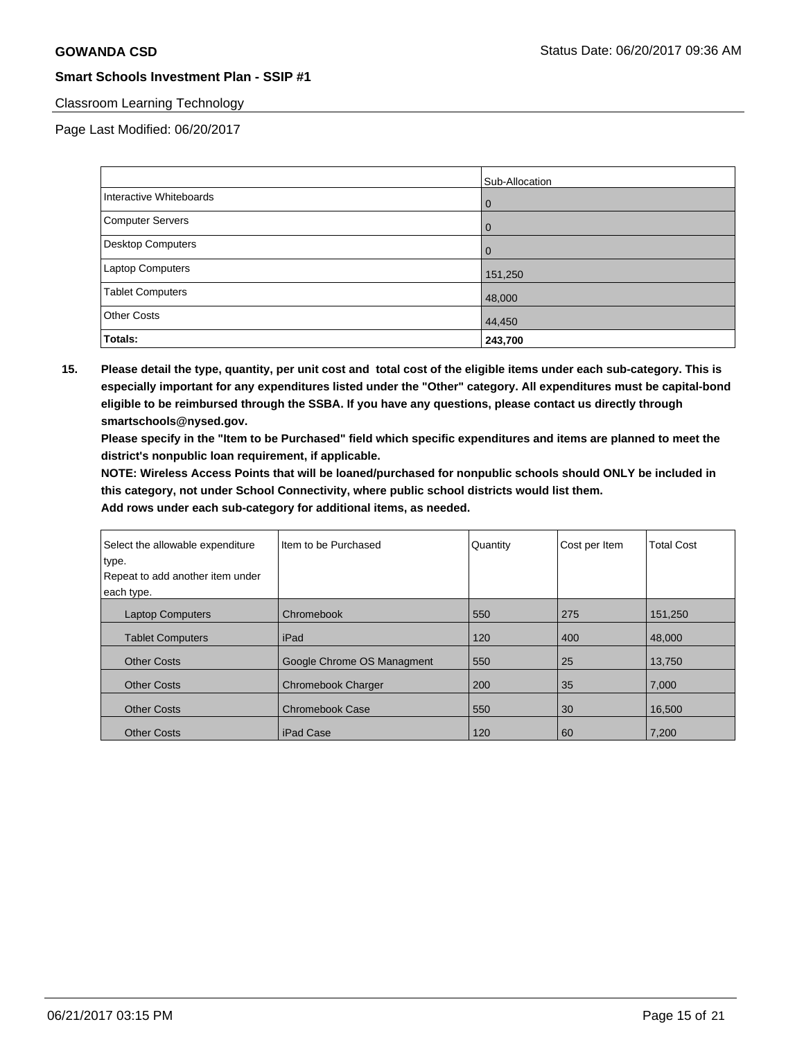**GOWANDA CSD** Status Date: 06/20/2017 09:36 AM

**Smart Schools Investment Plan - SSIP #1**

Classroom Learning Technology

Page Last Modified: 06/20/2017

| | Sub-Allocation |
|---|---|
| Interactive Whiteboards | 0 |
| Computer Servers | 0 |
| Desktop Computers | 0 |
| Laptop Computers | 151,250 |
| Tablet Computers | 48,000 |
| Other Costs | 44,450 |
| **Totals:** | **243,700** |

**15. Please detail the type, quantity, per unit cost and total cost of the eligible items under each sub-category. This is especially important for any expenditures listed under the "Other" category. All expenditures must be capital-bond eligible to be reimbursed through the SSBA. If you have any questions, please contact us directly through smartschools@nysed.gov.**

**Please specify in the "Item to be Purchased" field which specific expenditures and items are planned to meet the district's nonpublic loan requirement, if applicable.**

**NOTE: Wireless Access Points that will be loaned/purchased for nonpublic schools should ONLY be included in this category, not under School Connectivity, where public school districts would list them.**

**Add rows under each sub-category for additional items, as needed.**

| Select the allowable expenditure type. Repeat to add another item under each type. | Item to be Purchased | Quantity | Cost per Item | Total Cost |
|---|---|---|---|---|
| Laptop Computers | Chromebook | 550 | 275 | 151,250 |
| Tablet Computers | iPad | 120 | 400 | 48,000 |
| Other Costs | Google Chrome OS Managment | 550 | 25 | 13,750 |
| Other Costs | Chromebook Charger | 200 | 35 | 7,000 |
| Other Costs | Chromebook Case | 550 | 30 | 16,500 |
| Other Costs | iPad Case | 120 | 60 | 7,200 |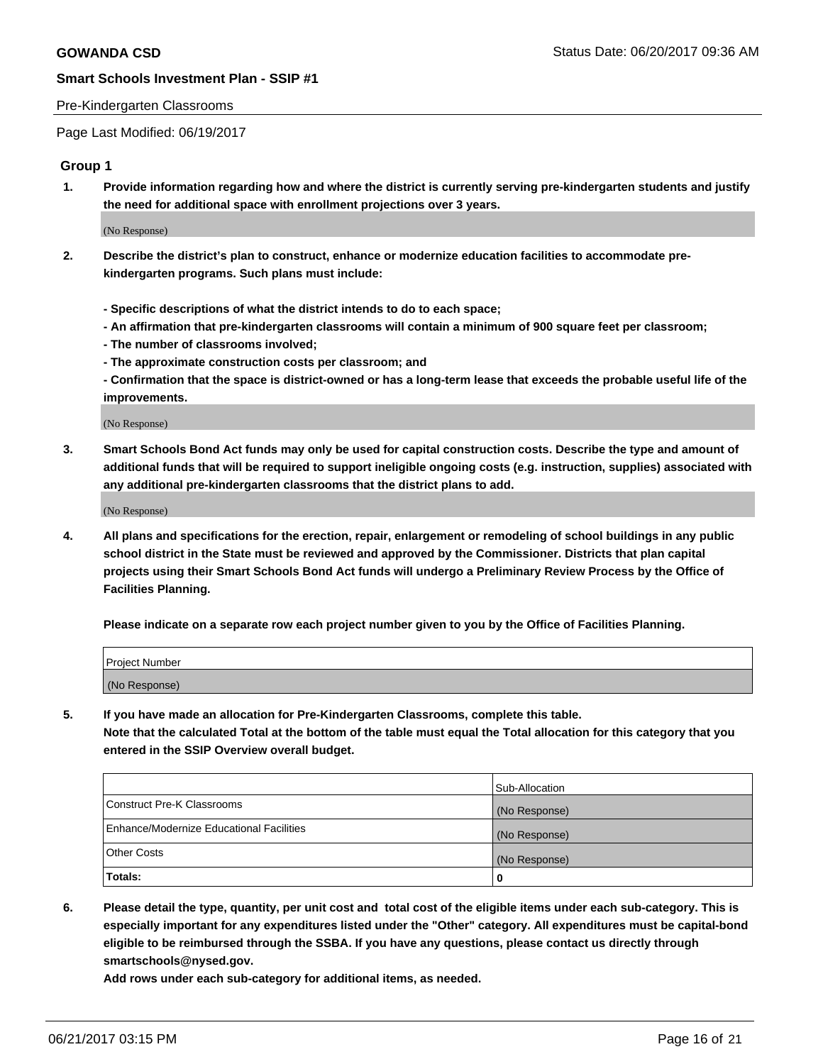Pre-Kindergarten Classrooms

Page Last Modified: 06/19/2017

## Group 1

1. **Provide information regarding how and where the district is currently serving pre-kindergarten students and justify the need for additional space with enrollment projections over 3 years.**

   (No Response)

2. **Describe the district's plan to construct, enhance or modernize education facilities to accommodate pre-kindergarten programs. Such plans must include:**

   **- Specific descriptions of what the district intends to do to each space;**
   **- An affirmation that pre-kindergarten classrooms will contain a minimum of 900 square feet per classroom;**
   **- The number of classrooms involved;**
   **- The approximate construction costs per classroom; and**
   **- Confirmation that the space is district-owned or has a long-term lease that exceeds the probable useful life of the improvements.**

   (No Response)

3. **Smart Schools Bond Act funds may only be used for capital construction costs. Describe the type and amount of additional funds that will be required to support ineligible ongoing costs (e.g. instruction, supplies) associated with any additional pre-kindergarten classrooms that the district plans to add.**

   (No Response)

4. **All plans and specifications for the erection, repair, enlargement or remodeling of school buildings in any public school district in the State must be reviewed and approved by the Commissioner. Districts that plan capital projects using their Smart Schools Bond Act funds will undergo a Preliminary Review Process by the Office of Facilities Planning.**

   **Please indicate on a separate row each project number given to you by the Office of Facilities Planning.**

| Project Number |
| --- |
| (No Response) |

5. **If you have made an allocation for Pre-Kindergarten Classrooms, complete this table.**
   **Note that the calculated Total at the bottom of the table must equal the Total allocation for this category that you entered in the SSIP Overview overall budget.**

| | Sub-Allocation |
| --- | --- |
| Construct Pre-K Classrooms | (No Response) |
| Enhance/Modernize Educational Facilities | (No Response) |
| Other Costs | (No Response) |
| **Totals:** | **0** |

6. **Please detail the type, quantity, per unit cost and total cost of the eligible items under each sub-category. This is especially important for any expenditures listed under the "Other" category. All expenditures must be capital-bond eligible to be reimbursed through the SSBA. If you have any questions, please contact us directly through smartschools@nysed.gov.**

   **Add rows under each sub-category for additional items, as needed.**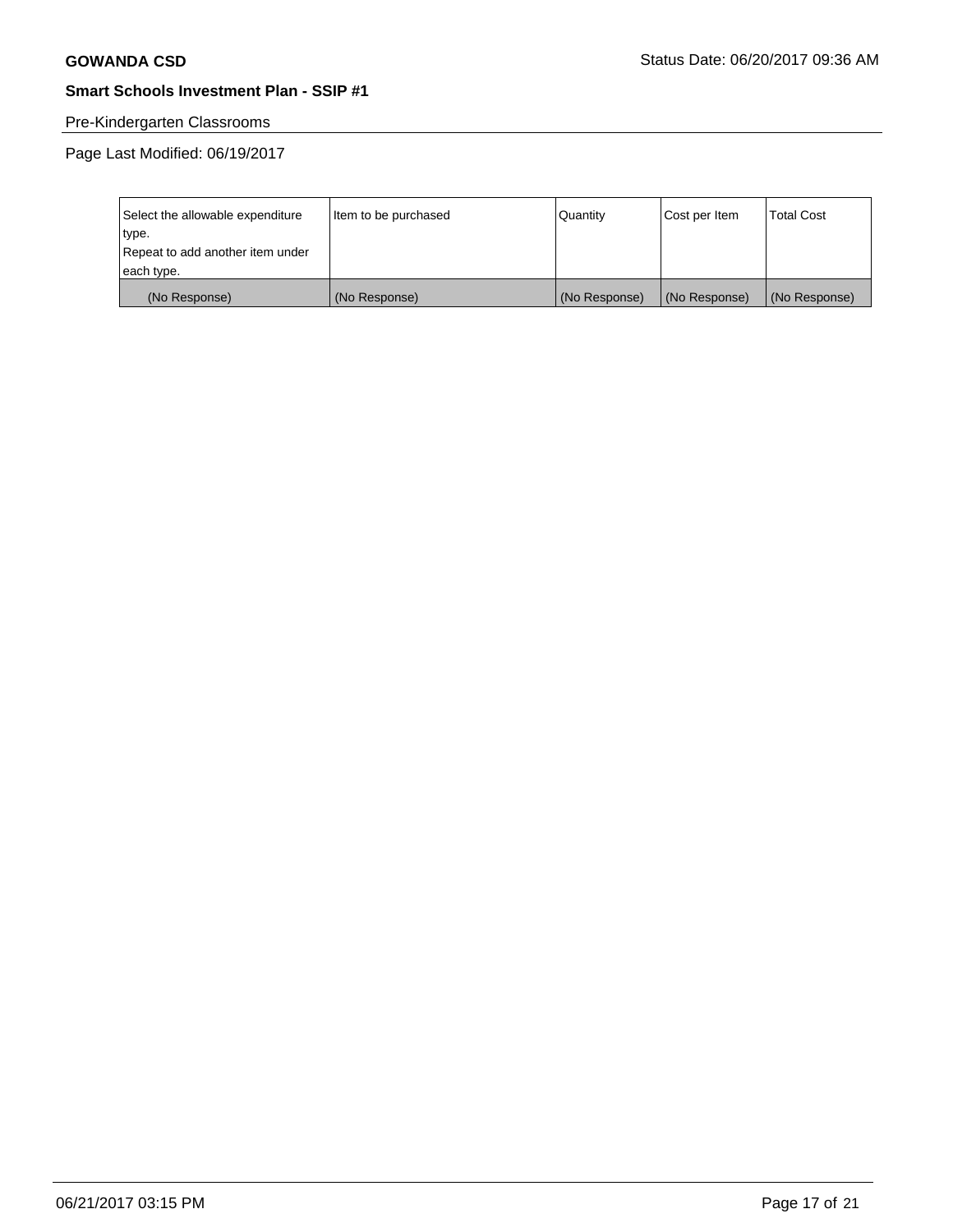Pre-Kindergarten Classrooms

Page Last Modified: 06/19/2017

| Select the allowable expenditure type.<br>Repeat to add another item under each type. | Item to be purchased | Quantity | Cost per Item | Total Cost |
|---|---|---|---|---|
| (No Response) | (No Response) | (No Response) | (No Response) | (No Response) |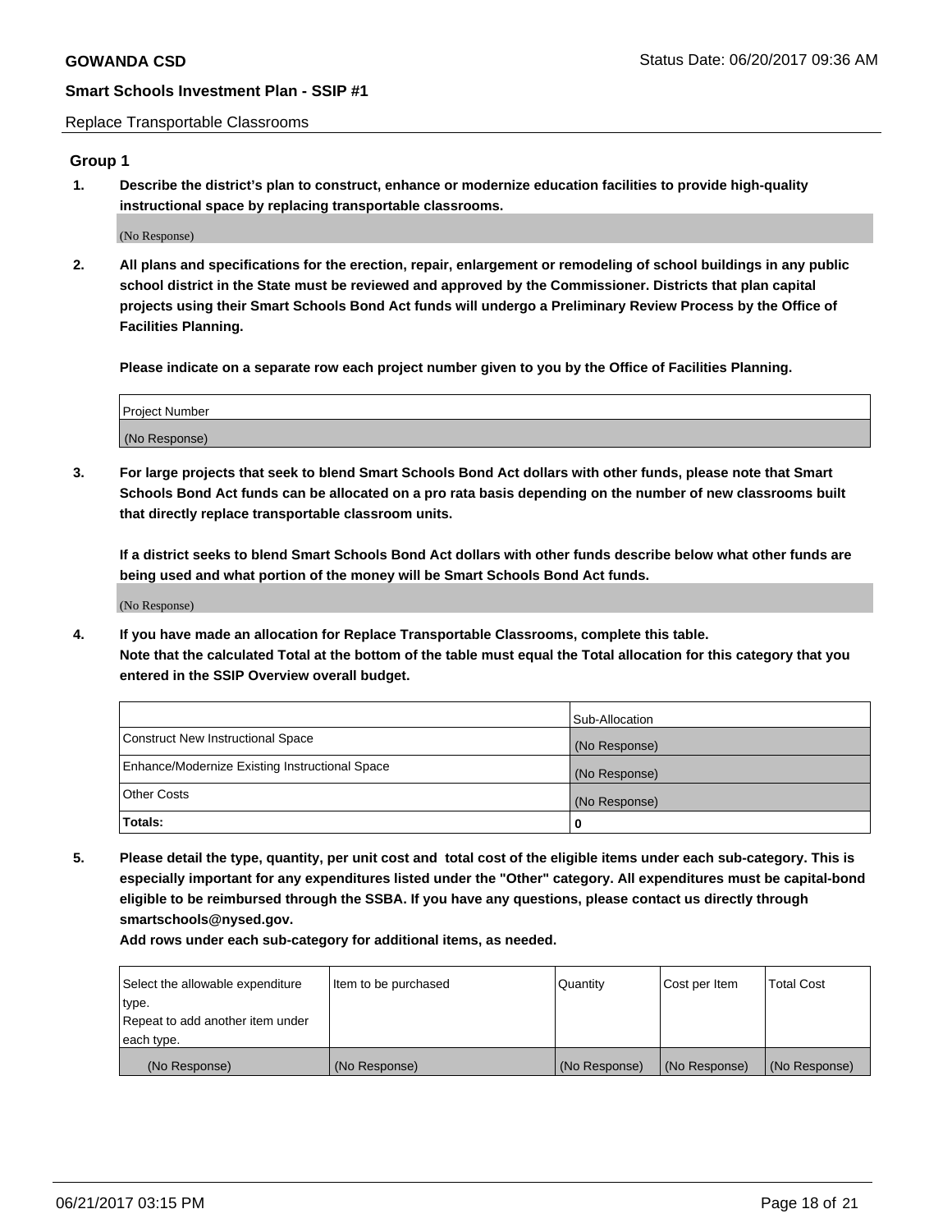Replace Transportable Classrooms

## Group 1

**1. Describe the district's plan to construct, enhance or modernize education facilities to provide high-quality instructional space by replacing transportable classrooms.**

(No Response)

**2. All plans and specifications for the erection, repair, enlargement or remodeling of school buildings in any public school district in the State must be reviewed and approved by the Commissioner. Districts that plan capital projects using their Smart Schools Bond Act funds will undergo a Preliminary Review Process by the Office of Facilities Planning.**

**Please indicate on a separate row each project number given to you by the Office of Facilities Planning.**

| Project Number |
| --- |
| (No Response) |

**3. For large projects that seek to blend Smart Schools Bond Act dollars with other funds, please note that Smart Schools Bond Act funds can be allocated on a pro rata basis depending on the number of new classrooms built that directly replace transportable classroom units.**

**If a district seeks to blend Smart Schools Bond Act dollars with other funds describe below what other funds are being used and what portion of the money will be Smart Schools Bond Act funds.**

(No Response)

**4. If you have made an allocation for Replace Transportable Classrooms, complete this table. Note that the calculated Total at the bottom of the table must equal the Total allocation for this category that you entered in the SSIP Overview overall budget.**

| | Sub-Allocation |
| --- | --- |
| Construct New Instructional Space | (No Response) |
| Enhance/Modernize Existing Instructional Space | (No Response) |
| Other Costs | (No Response) |
| **Totals:** | **0** |

**5. Please detail the type, quantity, per unit cost and total cost of the eligible items under each sub-category. This is especially important for any expenditures listed under the "Other" category. All expenditures must be capital-bond eligible to be reimbursed through the SSBA. If you have any questions, please contact us directly through smartschools@nysed.gov.**

**Add rows under each sub-category for additional items, as needed.**

| Select the allowable expenditure type. Repeat to add another item under each type. | Item to be purchased | Quantity | Cost per Item | Total Cost |
| --- | --- | --- | --- | --- |
| (No Response) | (No Response) | (No Response) | (No Response) | (No Response) |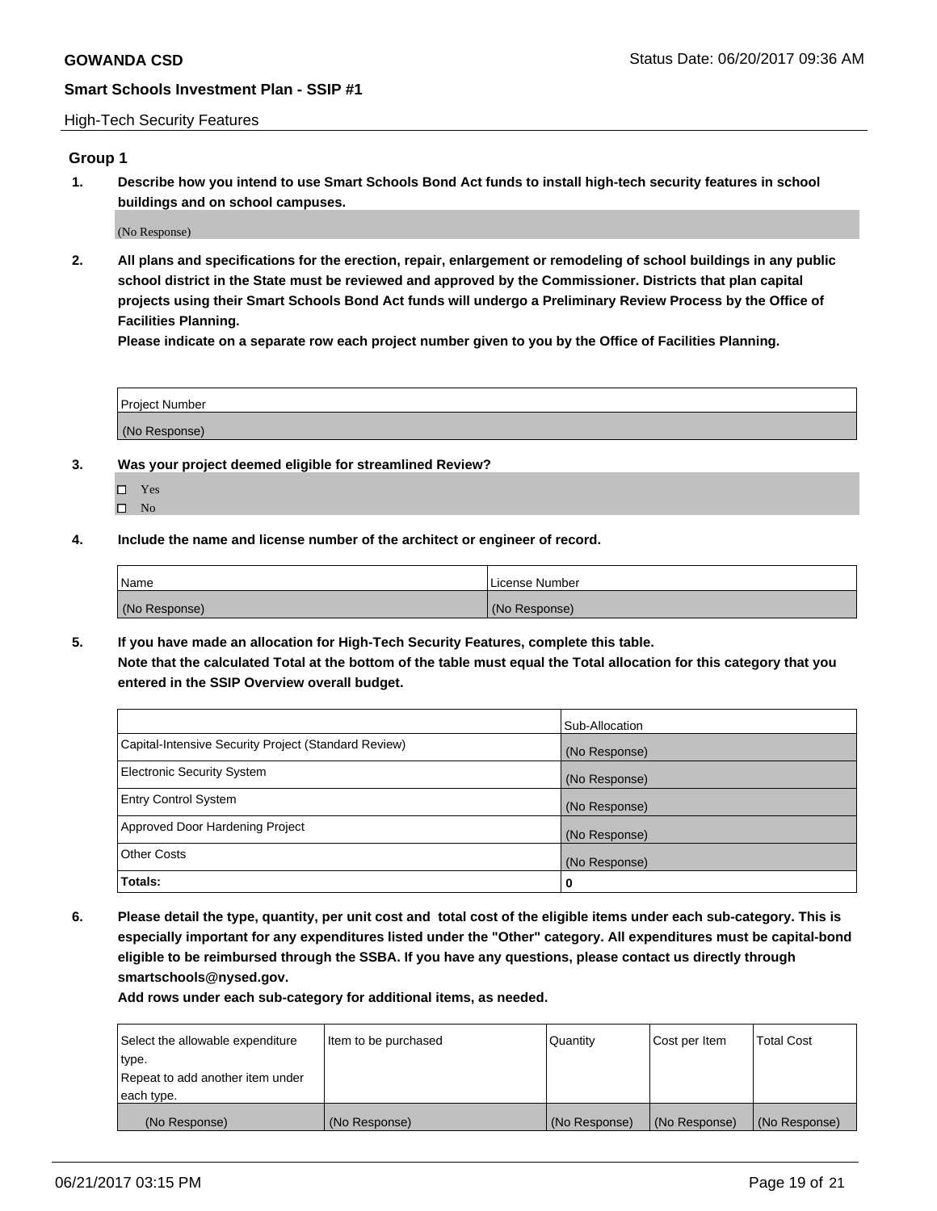High-Tech Security Features

## Group 1

**1. Describe how you intend to use Smart Schools Bond Act funds to install high-tech security features in school buildings and on school campuses.**

(No Response)

**2. All plans and specifications for the erection, repair, enlargement or remodeling of school buildings in any public school district in the State must be reviewed and approved by the Commissioner. Districts that plan capital projects using their Smart Schools Bond Act funds will undergo a Preliminary Review Process by the Office of Facilities Planning.**

**Please indicate on a separate row each project number given to you by the Office of Facilities Planning.**

| Project Number |
| --- |
| (No Response) |

**3. Was your project deemed eligible for streamlined Review?**

- ☐ Yes
- ☐ No

**4. Include the name and license number of the architect or engineer of record.**

| Name | License Number |
| --- | --- |
| (No Response) | (No Response) |

**5. If you have made an allocation for High-Tech Security Features, complete this table.**
**Note that the calculated Total at the bottom of the table must equal the Total allocation for this category that you entered in the SSIP Overview overall budget.**

| | Sub-Allocation |
| --- | --- |
| Capital-Intensive Security Project (Standard Review) | (No Response) |
| Electronic Security System | (No Response) |
| Entry Control System | (No Response) |
| Approved Door Hardening Project | (No Response) |
| Other Costs | (No Response) |
| **Totals:** | **0** |

**6. Please detail the type, quantity, per unit cost and total cost of the eligible items under each sub-category. This is especially important for any expenditures listed under the "Other" category. All expenditures must be capital-bond eligible to be reimbursed through the SSBA. If you have any questions, please contact us directly through smartschools@nysed.gov.**

**Add rows under each sub-category for additional items, as needed.**

| Select the allowable expenditure type. Repeat to add another item under each type. | Item to be purchased | Quantity | Cost per Item | Total Cost |
| --- | --- | --- | --- | --- |
| (No Response) | (No Response) | (No Response) | (No Response) | (No Response) |